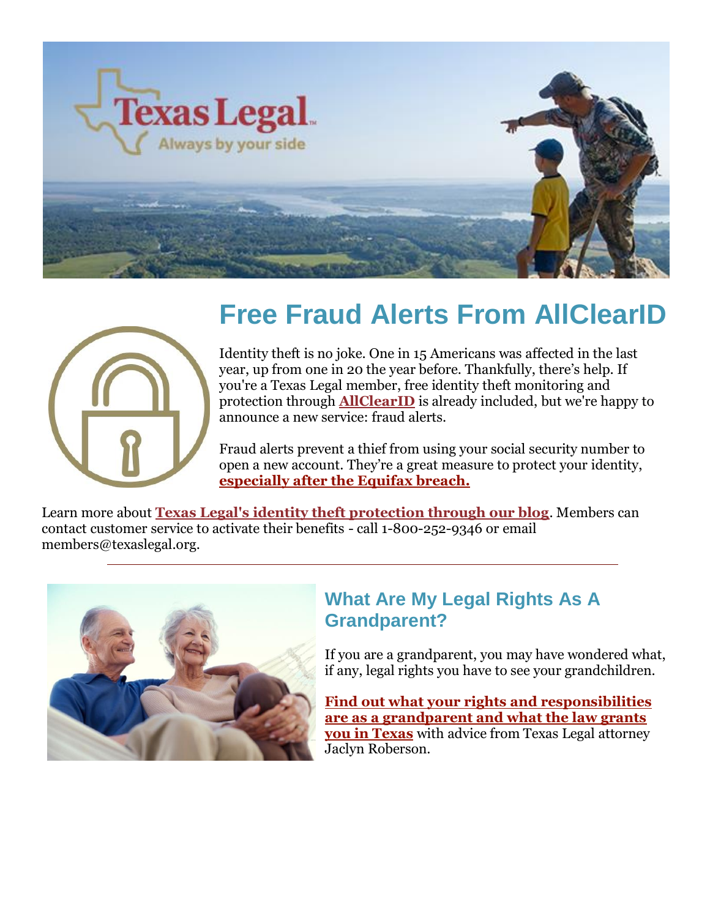# Free Fraud Alerts From AllClearID

Identity theft is no joke. One in 15 Americans was affected in the last year, up from one in 20 the year before. Thankfully, there's help. If you're a Texas Legal member, free identity theft monitoring and protection through **AllClearID** is already included, but we're happy to announce a new service: fraud alerts.

Fraud alerts prevent a thief from using your social security number to open a new account. They're a great measure to protect your identity, **especially after the Equifax breach.**

Learn more about **Texas Legal's identity theft protection through our blog**. Members can contact customer service to activate their benefits - call 1-800-252-9346 or email members@texaslegal.org.

---

## What Are My Legal Rights As A Grandparent?

If you are a grandparent, you may have wondered what, if any, legal rights you have to see your grandchildren.

**Find out what your rights and responsibilities are as a grandparent and what the law grants you in Texas** with advice from Texas Legal attorney Jaclyn Roberson.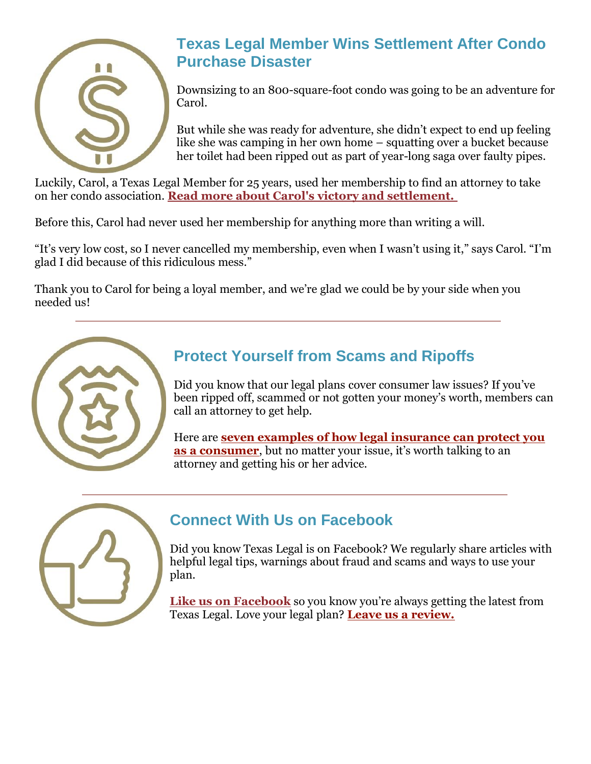## Texas Legal Member Wins Settlement After Condo Purchase Disaster

Downsizing to an 800-square-foot condo was going to be an adventure for Carol.

But while she was ready for adventure, she didn't expect to end up feeling like she was camping in her own home – squatting over a bucket because her toilet had been ripped out as part of year-long saga over faulty pipes.

Luckily, Carol, a Texas Legal Member for 25 years, used her membership to find an attorney to take on her condo association. **Read more about Carol's victory and settlement.**

Before this, Carol had never used her membership for anything more than writing a will.

"It's very low cost, so I never cancelled my membership, even when I wasn't using it," says Carol. "I'm glad I did because of this ridiculous mess."

Thank you to Carol for being a loyal member, and we're glad we could be by your side when you needed us!

---

## Protect Yourself from Scams and Ripoffs

Did you know that our legal plans cover consumer law issues? If you've been ripped off, scammed or not gotten your money's worth, members can call an attorney to get help.

Here are **seven examples of how legal insurance can protect you as a consumer**, but no matter your issue, it's worth talking to an attorney and getting his or her advice.

---

## Connect With Us on Facebook

Did you know Texas Legal is on Facebook? We regularly share articles with helpful legal tips, warnings about fraud and scams and ways to use your plan.

**Like us on Facebook** so you know you're always getting the latest from Texas Legal. Love your legal plan? **Leave us a review.**